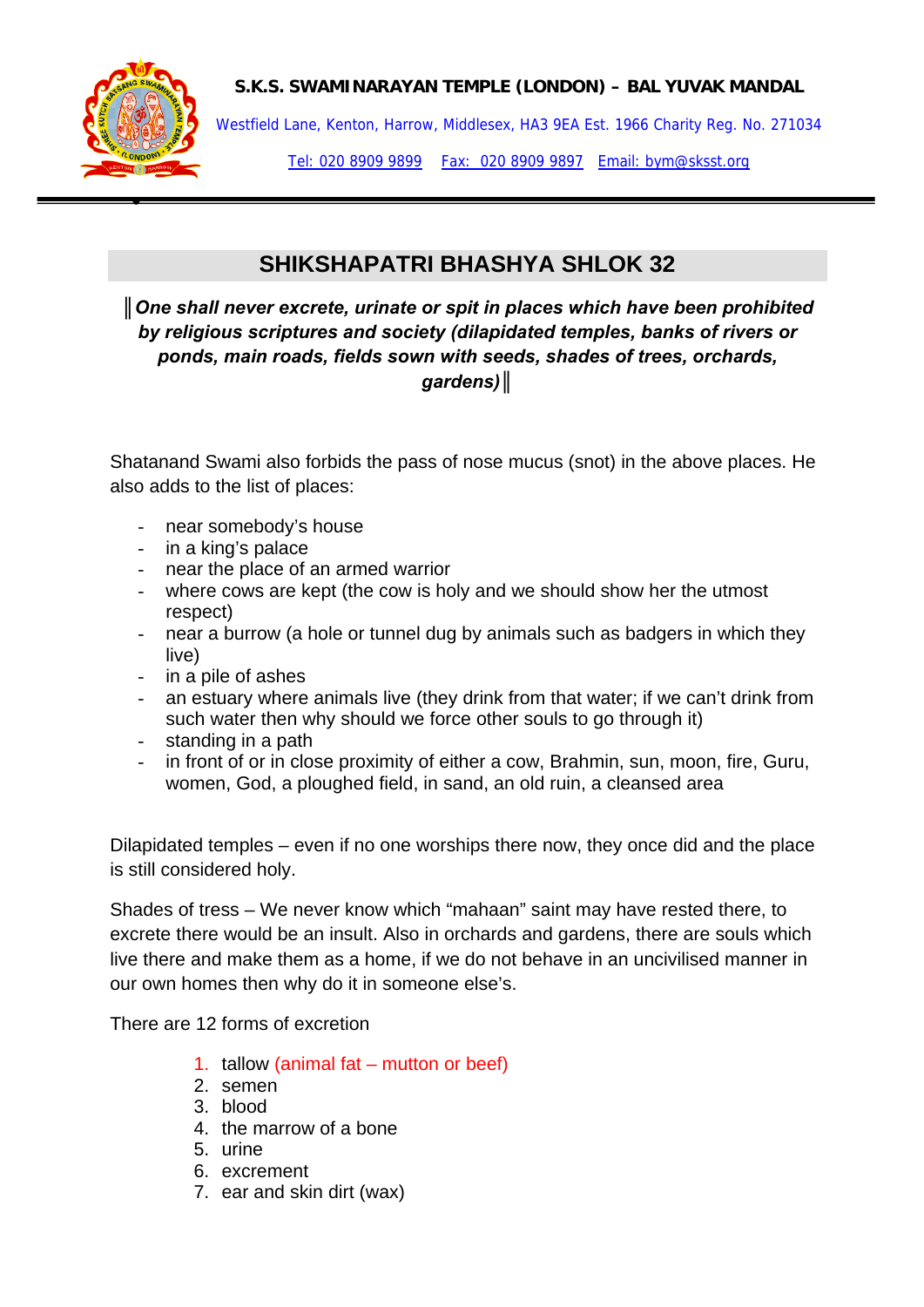**S.K.S. SWAMINARAYAN TEMPLE (LONDON) – BAL YUVAK MANDAL**

Westfield Lane, Kenton, Harrow, Middlesex, HA3 9EA Est. 1966 Charity Reg. No. 271034

Tel: 020 8909 9899 Fax: 020 8909 9897 Email: bym@sksst.org

# SHIKSHAPATRI BHASHYA SHLOK 32

***║One shall never excrete, urinate or spit in places which have been prohibited by religious scriptures and society (dilapidated temples, banks of rivers or ponds, main roads, fields sown with seeds, shades of trees, orchards, gardens)║***

Shatanand Swami also forbids the pass of nose mucus (snot) in the above places. He also adds to the list of places:

- near somebody's house
- in a king's palace
- near the place of an armed warrior
- where cows are kept (the cow is holy and we should show her the utmost respect)
- near a burrow (a hole or tunnel dug by animals such as badgers in which they live)
- in a pile of ashes
- an estuary where animals live (they drink from that water; if we can't drink from such water then why should we force other souls to go through it)
- standing in a path
- in front of or in close proximity of either a cow, Brahmin, sun, moon, fire, Guru, women, God, a ploughed field, in sand, an old ruin, a cleansed area

Dilapidated temples – even if no one worships there now, they once did and the place is still considered holy.

Shades of tress – We never know which "mahaan" saint may have rested there, to excrete there would be an insult. Also in orchards and gardens, there are souls which live there and make them as a home, if we do not behave in an uncivilised manner in our own homes then why do it in someone else's.

There are 12 forms of excretion

1. tallow (animal fat – mutton or beef)
2. semen
3. blood
4. the marrow of a bone
5. urine
6. excrement
7. ear and skin dirt (wax)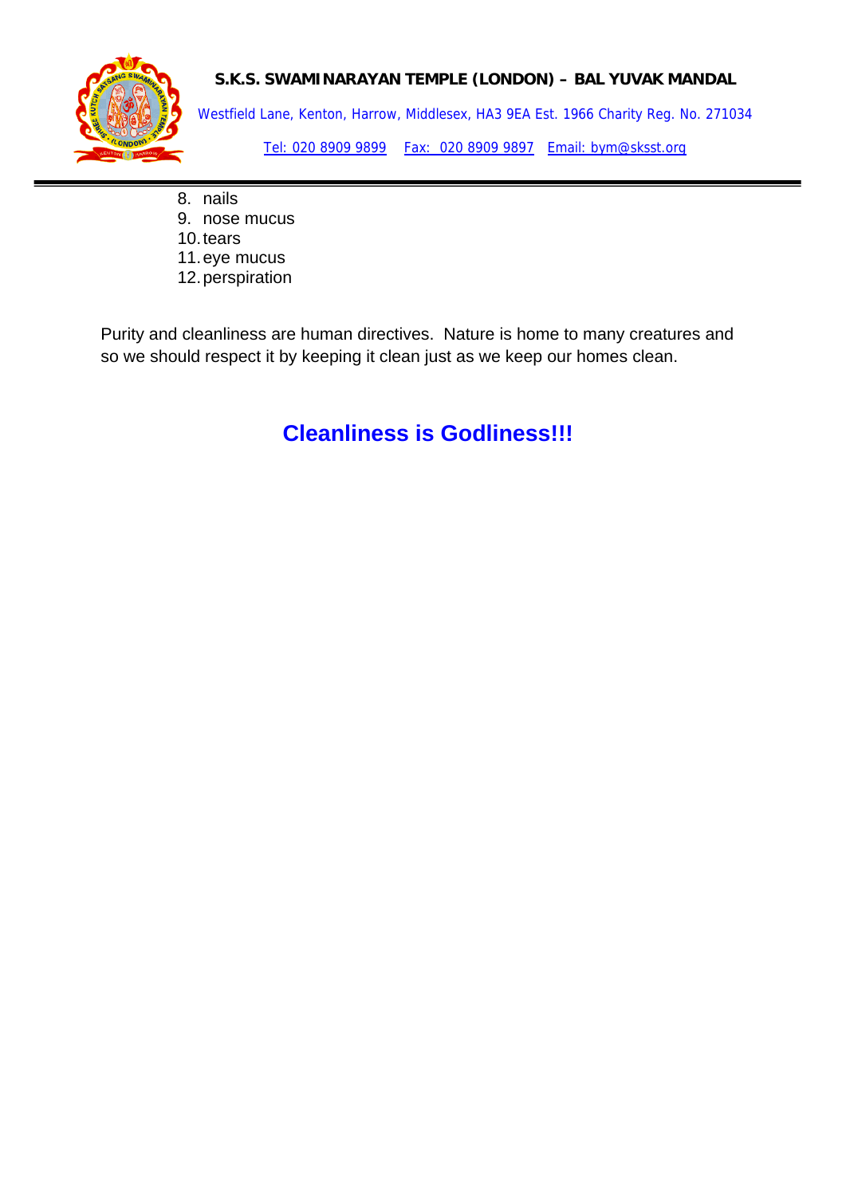8. nails
9. nose mucus
10. tears
11. eye mucus
12. perspiration

Purity and cleanliness are human directives. Nature is home to many creatures and so we should respect it by keeping it clean just as we keep our homes clean.

## **Cleanliness is Godliness!!!**